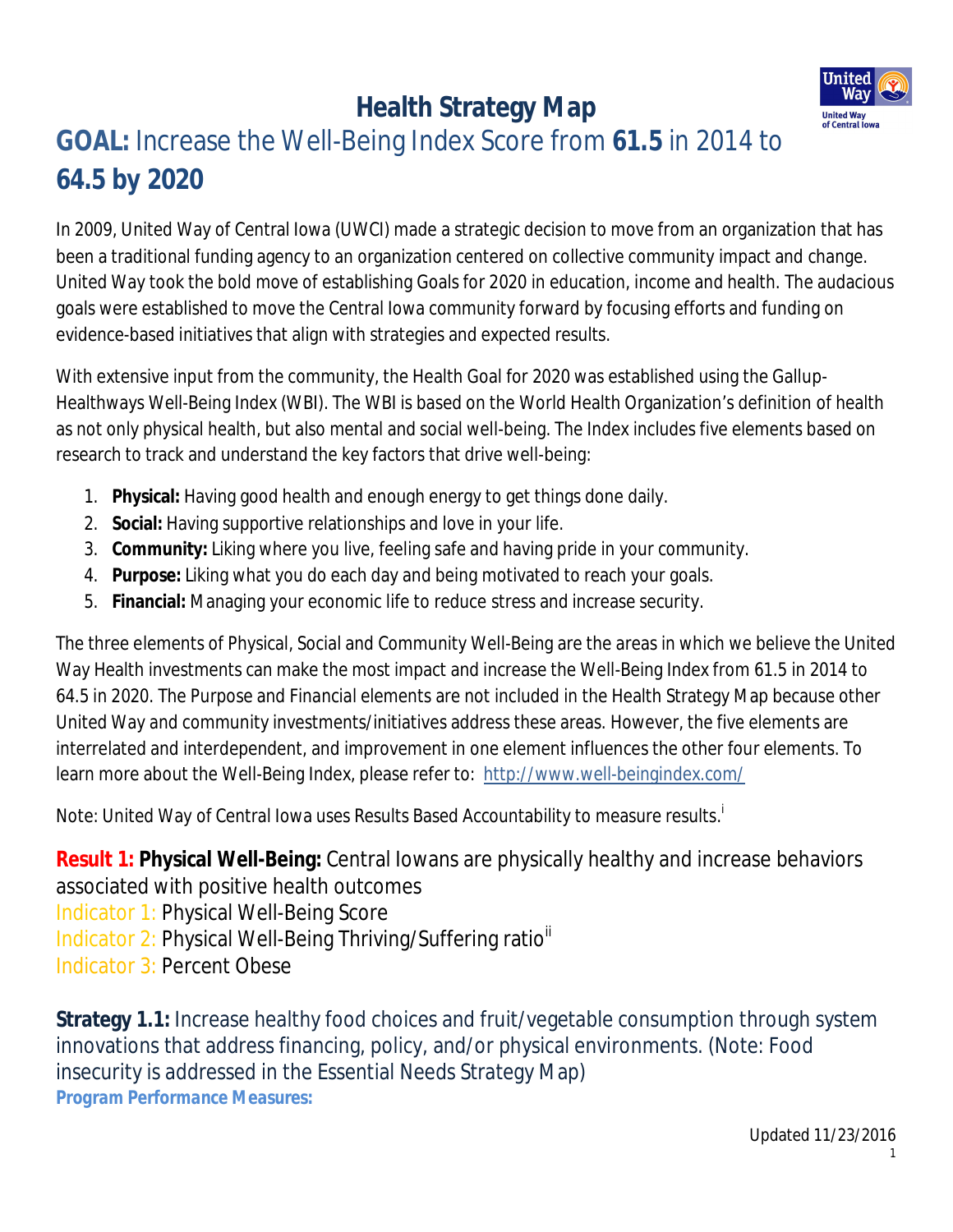# Health Strategy Map

## GOAL: Increase the Well-Being Index Score from **61.5** in 2014 to **64.5 by 2020**

In 2009, United Way of Central Iowa (UWCI) made a strategic decision to move from an organization that has been a traditional funding agency to an organization centered on collective community impact and change. United Way took the bold move of establishing Goals for 2020 in education, income and health. The audacious goals were established to move the Central Iowa community forward by focusing efforts and funding on evidence-based initiatives that align with strategies and expected results.

With extensive input from the community, the Health Goal for 2020 was established using the Gallup-Healthways Well-Being Index (WBI). The WBI is based on the World Health Organization's definition of health as not only physical health, but also mental and social well-being. The Index includes five elements based on research to track and understand the key factors that drive well-being:

1. **Physical:** Having good health and enough energy to get things done daily.
2. **Social:** Having supportive relationships and love in your life.
3. **Community:** Liking where you live, feeling safe and having pride in your community.
4. **Purpose:** Liking what you do each day and being motivated to reach your goals.
5. **Financial:** Managing your economic life to reduce stress and increase security.

The three elements of Physical, Social and Community Well-Being are the areas in which we believe the United Way Health investments can make the most impact and increase the Well-Being Index from 61.5 in 2014 to 64.5 in 2020. The Purpose and Financial elements are not included in the Health Strategy Map because other United Way and community investments/initiatives address these areas. However, the five elements are interrelated and interdependent, and improvement in one element influences the other four elements. To learn more about the Well-Being Index, please refer to: http://www.well-beingindex.com/

Note: United Way of Central Iowa uses Results Based Accountability to measure results.[i]

**Result 1: Physical Well-Being:** Central Iowans are physically healthy and increase behaviors associated with positive health outcomes

Indicator 1: Physical Well-Being Score

Indicator 2: Physical Well-Being Thriving/Suffering ratio[ii]

Indicator 3: Percent Obese

**Strategy 1.1:** Increase healthy food choices and fruit/vegetable consumption through system innovations that address financing, policy, and/or physical environments. (Note: Food insecurity is addressed in the Essential Needs Strategy Map)

***Program Performance Measures:***

Updated 11/23/2016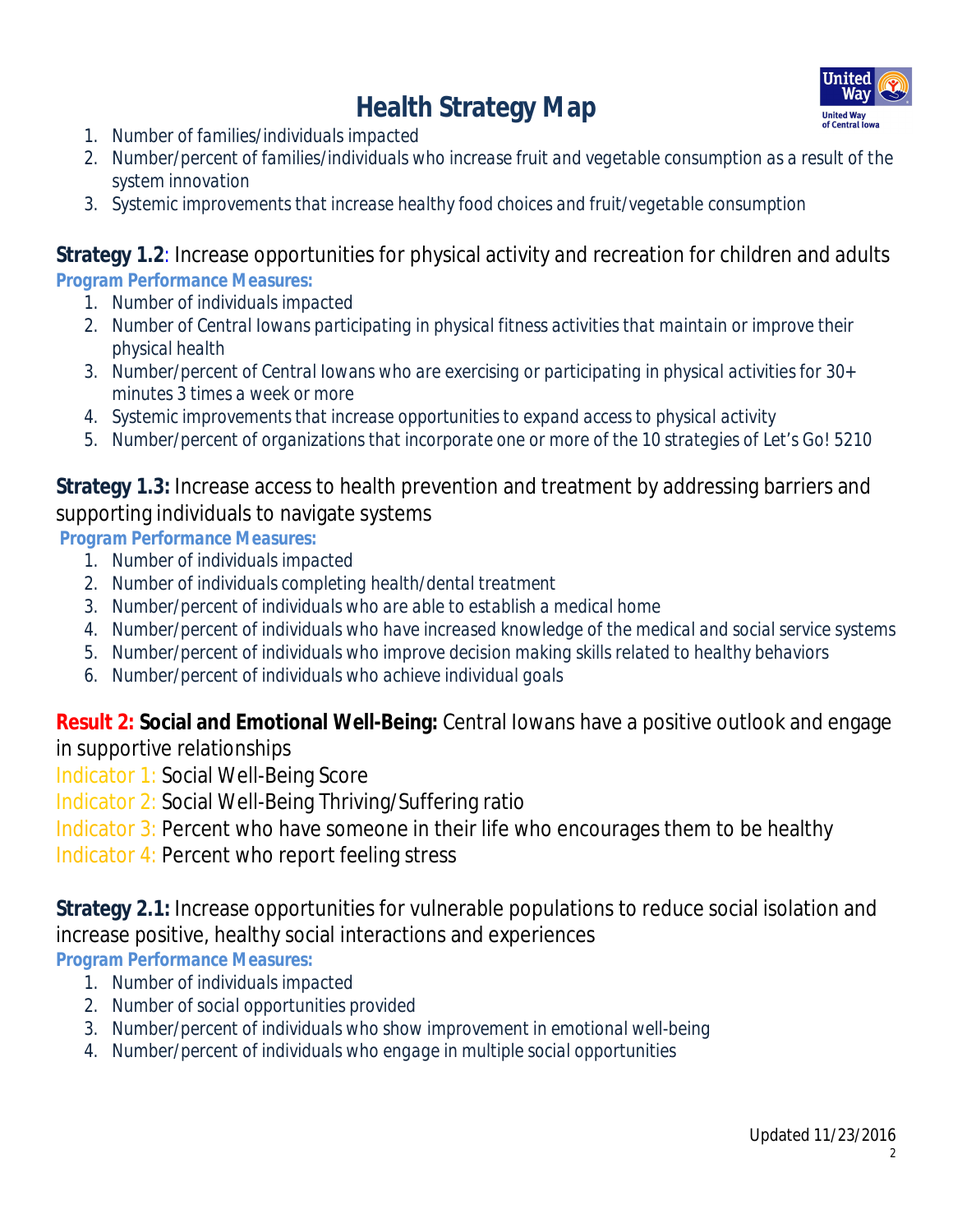# Health Strategy Map

1. Number of families/individuals impacted
2. Number/percent of families/individuals who increase fruit and vegetable consumption as a result of the system innovation
3. Systemic improvements that increase healthy food choices and fruit/vegetable consumption

**Strategy 1.2**: Increase opportunities for physical activity and recreation for children and adults

**Program Performance Measures:**

1. Number of individuals impacted
2. Number of Central Iowans participating in physical fitness activities that maintain or improve their physical health
3. Number/percent of Central Iowans who are exercising or participating in physical activities for 30+ minutes 3 times a week or more
4. Systemic improvements that increase opportunities to expand access to physical activity
5. Number/percent of organizations that incorporate one or more of the 10 strategies of Let's Go! 5210

**Strategy 1.3:** Increase access to health prevention and treatment by addressing barriers and supporting individuals to navigate systems

**Program Performance Measures:**

1. Number of individuals impacted
2. Number of individuals completing health/dental treatment
3. Number/percent of individuals who are able to establish a medical home
4. Number/percent of individuals who have increased knowledge of the medical and social service systems
5. Number/percent of individuals who improve decision making skills related to healthy behaviors
6. Number/percent of individuals who achieve individual goals

**Result 2: Social and Emotional Well-Being:** Central Iowans have a positive outlook and engage in supportive relationships

Indicator 1: Social Well-Being Score

Indicator 2: Social Well-Being Thriving/Suffering ratio

Indicator 3: Percent who have someone in their life who encourages them to be healthy

Indicator 4: Percent who report feeling stress

**Strategy 2.1:** Increase opportunities for vulnerable populations to reduce social isolation and increase positive, healthy social interactions and experiences

**Program Performance Measures:**

1. Number of individuals impacted
2. Number of social opportunities provided
3. Number/percent of individuals who show improvement in emotional well-being
4. Number/percent of individuals who engage in multiple social opportunities

Updated 11/23/2016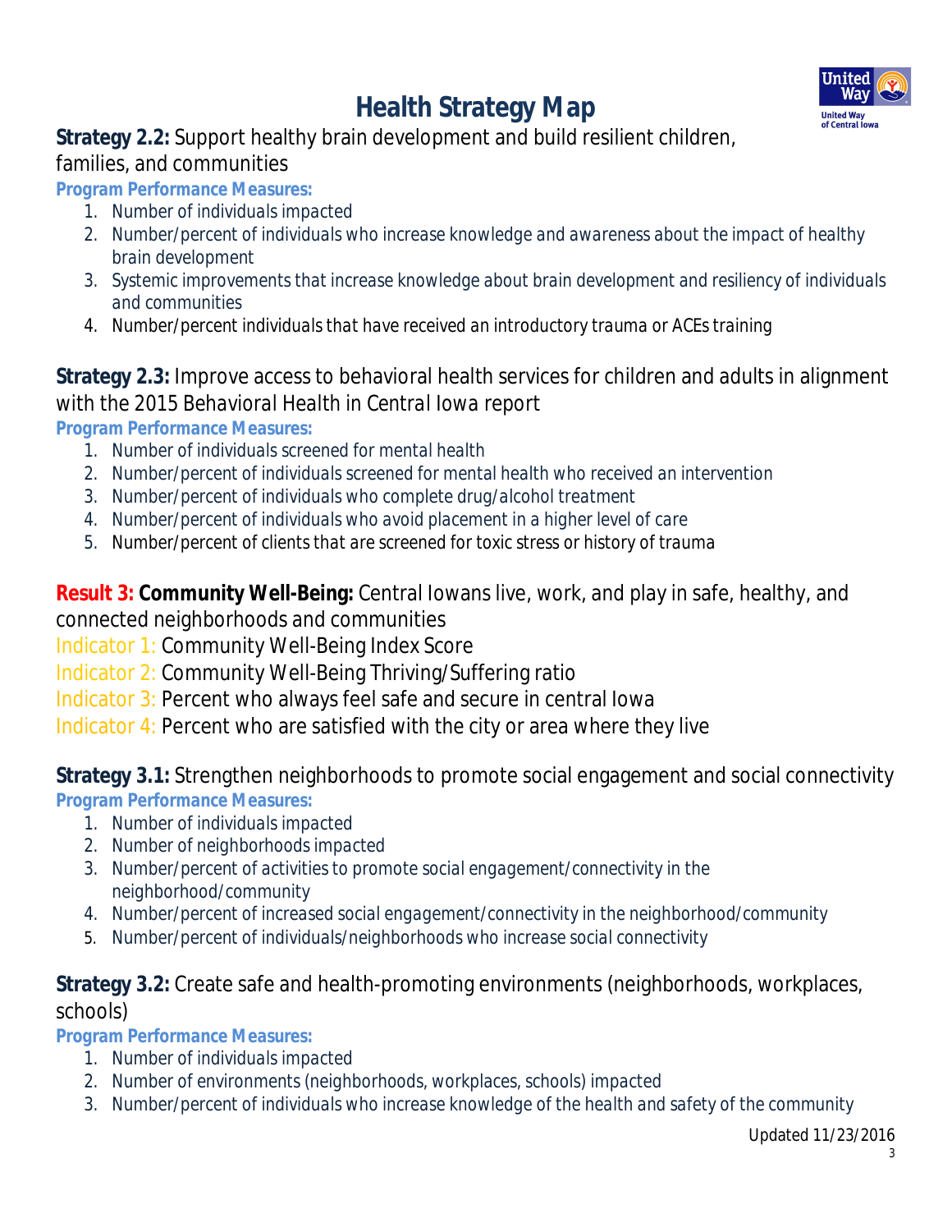# Health Strategy Map

**Strategy 2.2:** Support healthy brain development and build resilient children, families, and communities

**Program Performance Measures:**

1. Number of individuals impacted
2. Number/percent of individuals who increase knowledge and awareness about the impact of healthy brain development
3. Systemic improvements that increase knowledge about brain development and resiliency of individuals and communities
4. Number/percent individuals that have received an introductory trauma or ACEs training

**Strategy 2.3:** Improve access to behavioral health services for children and adults in alignment with the 2015 Behavioral Health in Central Iowa report

**Program Performance Measures:**

1. Number of individuals screened for mental health
2. Number/percent of individuals screened for mental health who received an intervention
3. Number/percent of individuals who complete drug/alcohol treatment
4. Number/percent of individuals who avoid placement in a higher level of care
5. Number/percent of clients that are screened for toxic stress or history of trauma

**Result 3: Community Well-Being:** Central Iowans live, work, and play in safe, healthy, and connected neighborhoods and communities

Indicator 1: Community Well-Being Index Score

Indicator 2: Community Well-Being Thriving/Suffering ratio

Indicator 3: Percent who always feel safe and secure in central Iowa

Indicator 4: Percent who are satisfied with the city or area where they live

**Strategy 3.1:** Strengthen neighborhoods to promote social engagement and social connectivity

**Program Performance Measures:**

1. Number of individuals impacted
2. Number of neighborhoods impacted
3. Number/percent of activities to promote social engagement/connectivity in the neighborhood/community
4. Number/percent of increased social engagement/connectivity in the neighborhood/community
5. Number/percent of individuals/neighborhoods who increase social connectivity

**Strategy 3.2:** Create safe and health-promoting environments (neighborhoods, workplaces, schools)

**Program Performance Measures:**

1. Number of individuals impacted
2. Number of environments (neighborhoods, workplaces, schools) impacted
3. Number/percent of individuals who increase knowledge of the health and safety of the community

Updated 11/23/2016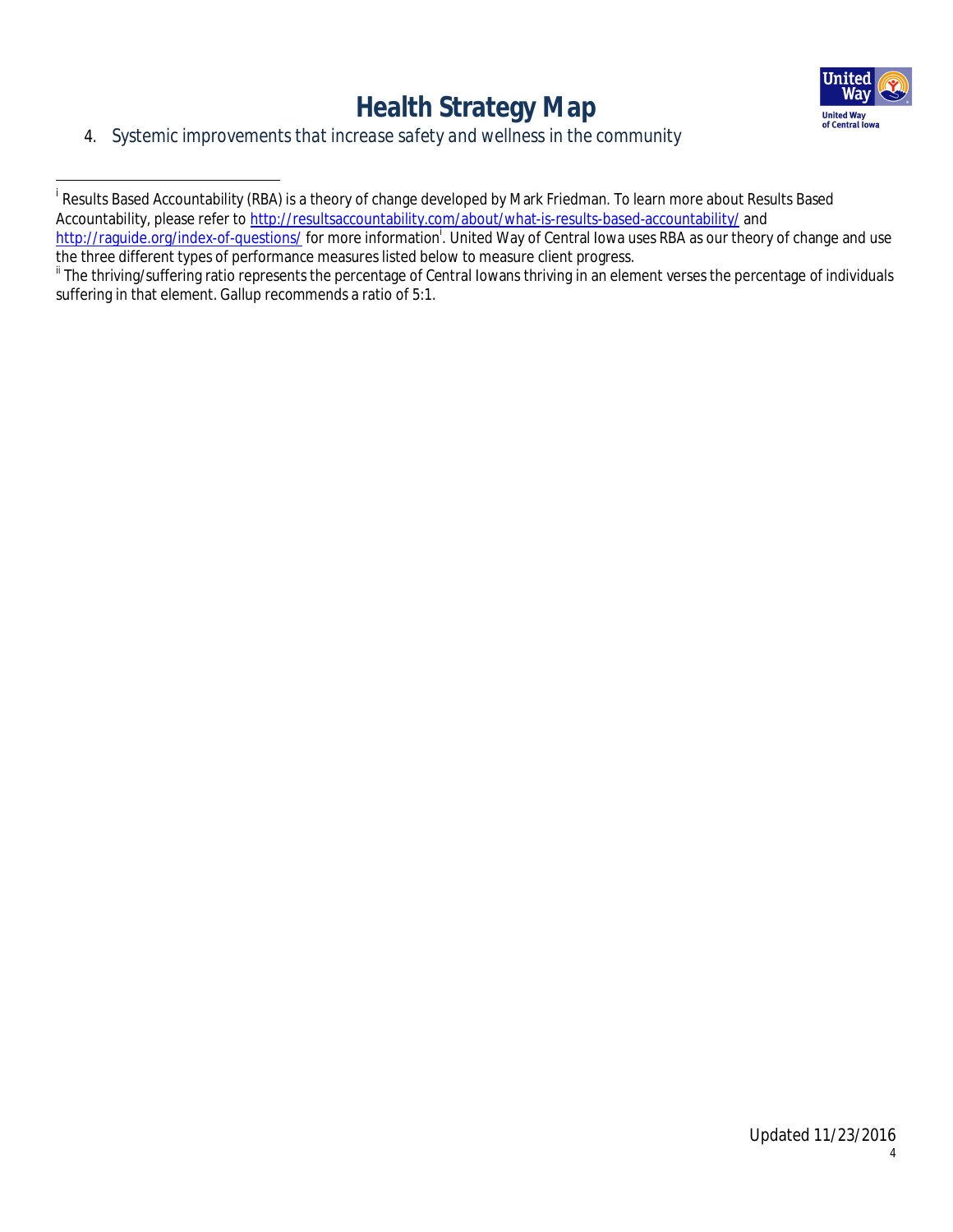4. *Systemic improvements that increase safety and wellness in the community*

---

[i] Results Based Accountability (RBA) is a theory of change developed by Mark Friedman. To learn more about Results Based Accountability, please refer to http://resultsaccountability.com/about/what-is-results-based-accountability/ and http://raguide.org/index-of-questions/ for more information[i]. United Way of Central Iowa uses RBA as our theory of change and use the three different types of performance measures listed below to measure client progress.

[ii] The thriving/suffering ratio represents the percentage of Central Iowans thriving in an element verses the percentage of individuals suffering in that element. Gallup recommends a ratio of 5:1.